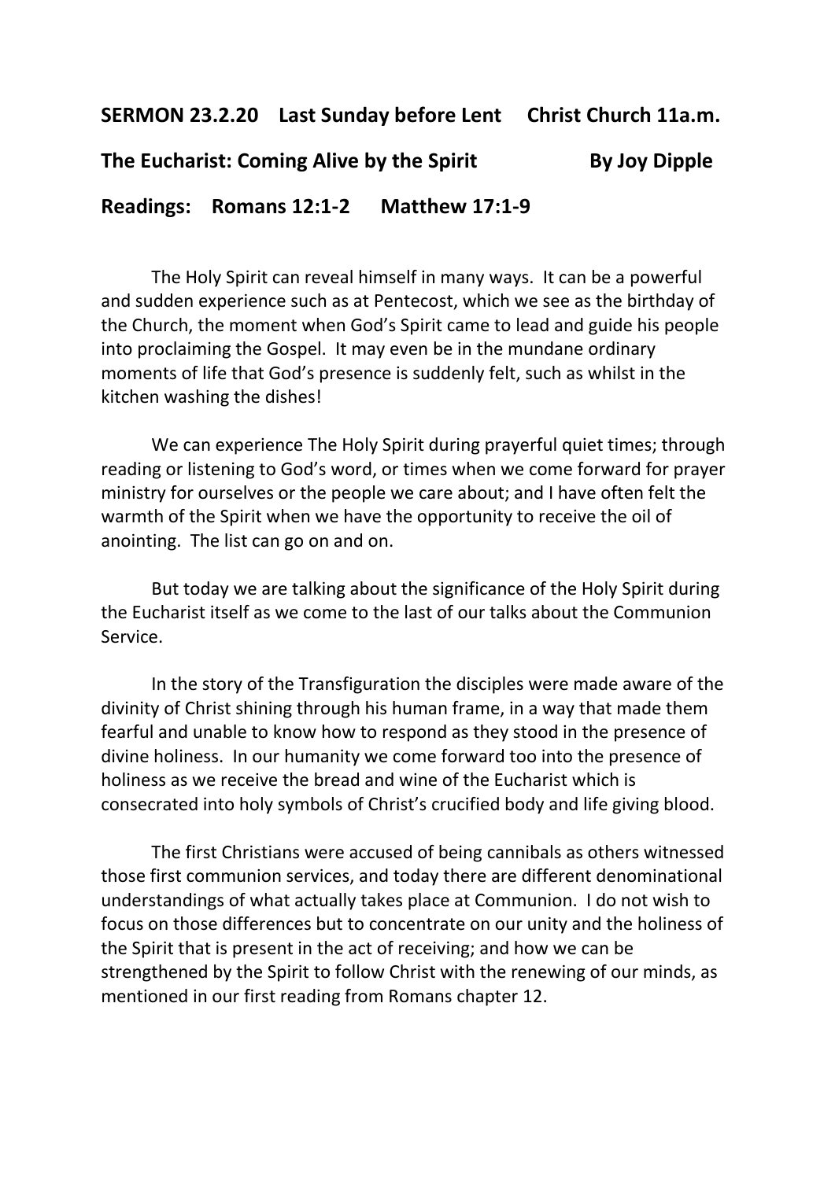**SERMON 23.2.20 Last Sunday before Lent Christ Church 11a.m.**

**The Eucharist: Coming Alive by the Spirit By Joy Dipple**

**Readings: Romans 12:1-2 Matthew 17:1-9**

The Holy Spirit can reveal himself in many ways. It can be a powerful and sudden experience such as at Pentecost, which we see as the birthday of the Church, the moment when God's Spirit came to lead and guide his people into proclaiming the Gospel. It may even be in the mundane ordinary moments of life that God's presence is suddenly felt, such as whilst in the kitchen washing the dishes!

We can experience The Holy Spirit during prayerful quiet times; through reading or listening to God's word, or times when we come forward for prayer ministry for ourselves or the people we care about; and I have often felt the warmth of the Spirit when we have the opportunity to receive the oil of anointing. The list can go on and on.

But today we are talking about the significance of the Holy Spirit during the Eucharist itself as we come to the last of our talks about the Communion Service.

In the story of the Transfiguration the disciples were made aware of the divinity of Christ shining through his human frame, in a way that made them fearful and unable to know how to respond as they stood in the presence of divine holiness. In our humanity we come forward too into the presence of holiness as we receive the bread and wine of the Eucharist which is consecrated into holy symbols of Christ's crucified body and life giving blood.

The first Christians were accused of being cannibals as others witnessed those first communion services, and today there are different denominational understandings of what actually takes place at Communion. I do not wish to focus on those differences but to concentrate on our unity and the holiness of the Spirit that is present in the act of receiving; and how we can be strengthened by the Spirit to follow Christ with the renewing of our minds, as mentioned in our first reading from Romans chapter 12.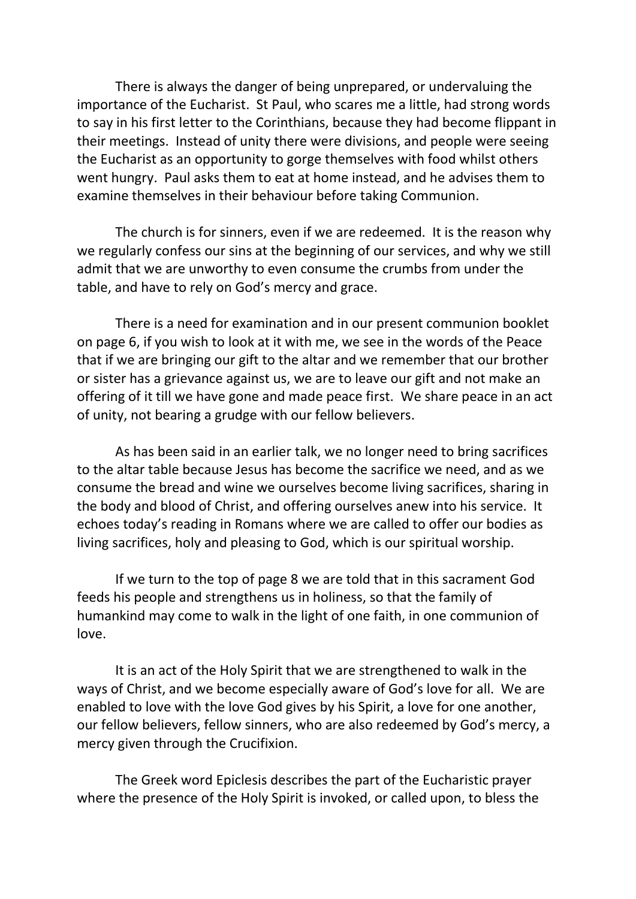There is always the danger of being unprepared, or undervaluing the importance of the Eucharist. St Paul, who scares me a little, had strong words to say in his first letter to the Corinthians, because they had become flippant in their meetings. Instead of unity there were divisions, and people were seeing the Eucharist as an opportunity to gorge themselves with food whilst others went hungry. Paul asks them to eat at home instead, and he advises them to examine themselves in their behaviour before taking Communion.

The church is for sinners, even if we are redeemed. It is the reason why we regularly confess our sins at the beginning of our services, and why we still admit that we are unworthy to even consume the crumbs from under the table, and have to rely on God's mercy and grace.

There is a need for examination and in our present communion booklet on page 6, if you wish to look at it with me, we see in the words of the Peace that if we are bringing our gift to the altar and we remember that our brother or sister has a grievance against us, we are to leave our gift and not make an offering of it till we have gone and made peace first. We share peace in an act of unity, not bearing a grudge with our fellow believers.

As has been said in an earlier talk, we no longer need to bring sacrifices to the altar table because Jesus has become the sacrifice we need, and as we consume the bread and wine we ourselves become living sacrifices, sharing in the body and blood of Christ, and offering ourselves anew into his service. It echoes today's reading in Romans where we are called to offer our bodies as living sacrifices, holy and pleasing to God, which is our spiritual worship.

If we turn to the top of page 8 we are told that in this sacrament God feeds his people and strengthens us in holiness, so that the family of humankind may come to walk in the light of one faith, in one communion of love.

It is an act of the Holy Spirit that we are strengthened to walk in the ways of Christ, and we become especially aware of God's love for all. We are enabled to love with the love God gives by his Spirit, a love for one another, our fellow believers, fellow sinners, who are also redeemed by God's mercy, a mercy given through the Crucifixion.

The Greek word Epiclesis describes the part of the Eucharistic prayer where the presence of the Holy Spirit is invoked, or called upon, to bless the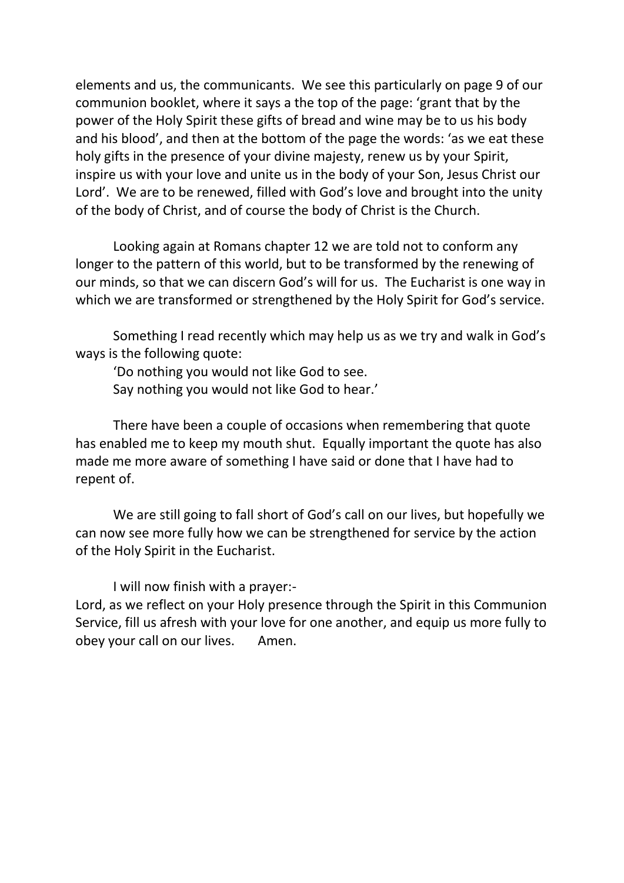elements and us, the communicants.  We see this particularly on page 9 of our communion booklet, where it says a the top of the page: 'grant that by the power of the Holy Spirit these gifts of bread and wine may be to us his body and his blood', and then at the bottom of the page the words: 'as we eat these holy gifts in the presence of your divine majesty, renew us by your Spirit, inspire us with your love and unite us in the body of your Son, Jesus Christ our Lord'.  We are to be renewed, filled with God's love and brought into the unity of the body of Christ, and of course the body of Christ is the Church.

Looking again at Romans chapter 12 we are told not to conform any longer to the pattern of this world, but to be transformed by the renewing of our minds, so that we can discern God's will for us.  The Eucharist is one way in which we are transformed or strengthened by the Holy Spirit for God's service.

Something I read recently which may help us as we try and walk in God's ways is the following quote:

'Do nothing you would not like God to see.  
Say nothing you would not like God to hear.'

There have been a couple of occasions when remembering that quote has enabled me to keep my mouth shut.  Equally important the quote has also made me more aware of something I have said or done that I have had to repent of.

We are still going to fall short of God's call on our lives, but hopefully we can now see more fully how we can be strengthened for service by the action of the Holy Spirit in the Eucharist.

I will now finish with a prayer:-

Lord, as we reflect on your Holy presence through the Spirit in this Communion Service, fill us afresh with your love for one another, and equip us more fully to obey your call on our lives.      Amen.